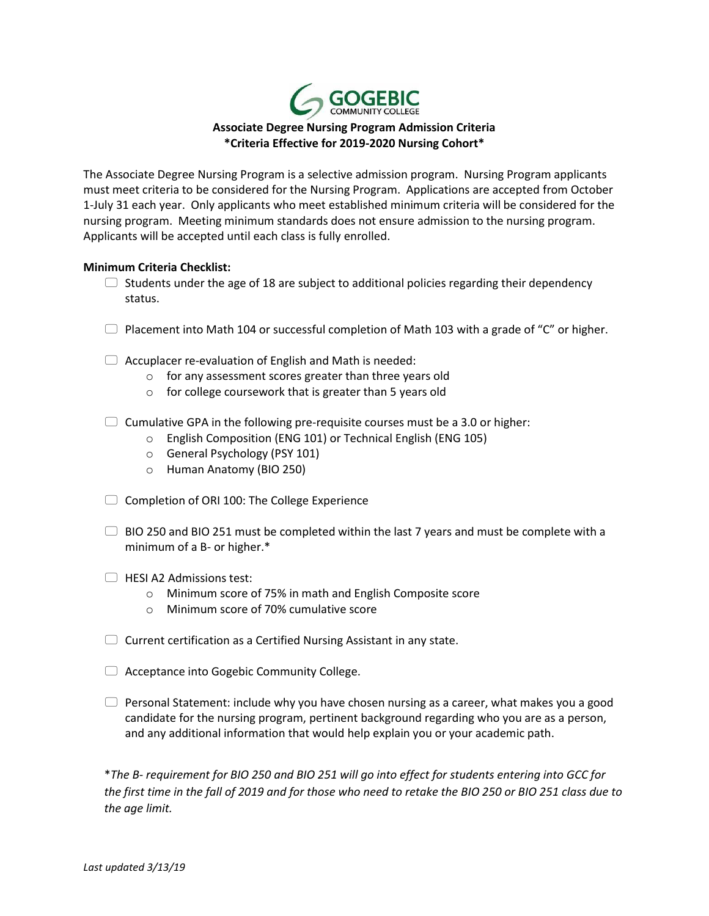GOGEBIC COMMUNITY COLLEGE

## Associate Degree Nursing Program Admission Criteria
## *Criteria Effective for 2019-2020 Nursing Cohort*

The Associate Degree Nursing Program is a selective admission program. Nursing Program applicants must meet criteria to be considered for the Nursing Program. Applications are accepted from October 1-July 31 each year. Only applicants who meet established minimum criteria will be considered for the nursing program. Meeting minimum standards does not ensure admission to the nursing program. Applicants will be accepted until each class is fully enrolled.

**Minimum Criteria Checklist:**

- ☐ Students under the age of 18 are subject to additional policies regarding their dependency status.
- ☐ Placement into Math 104 or successful completion of Math 103 with a grade of "C" or higher.
- ☐ Accuplacer re-evaluation of English and Math is needed:
  - for any assessment scores greater than three years old
  - for college coursework that is greater than 5 years old
- ☐ Cumulative GPA in the following pre-requisite courses must be a 3.0 or higher:
  - English Composition (ENG 101) or Technical English (ENG 105)
  - General Psychology (PSY 101)
  - Human Anatomy (BIO 250)
- ☐ Completion of ORI 100: The College Experience
- ☐ BIO 250 and BIO 251 must be completed within the last 7 years and must be complete with a minimum of a B- or higher.*
- ☐ HESI A2 Admissions test:
  - Minimum score of 75% in math and English Composite score
  - Minimum score of 70% cumulative score
- ☐ Current certification as a Certified Nursing Assistant in any state.
- ☐ Acceptance into Gogebic Community College.
- ☐ Personal Statement: include why you have chosen nursing as a career, what makes you a good candidate for the nursing program, pertinent background regarding who you are as a person, and any additional information that would help explain you or your academic path.

**The B- requirement for BIO 250 and BIO 251 will go into effect for students entering into GCC for the first time in the fall of 2019 and for those who need to retake the BIO 250 or BIO 251 class due to the age limit.*

*Last updated 3/13/19*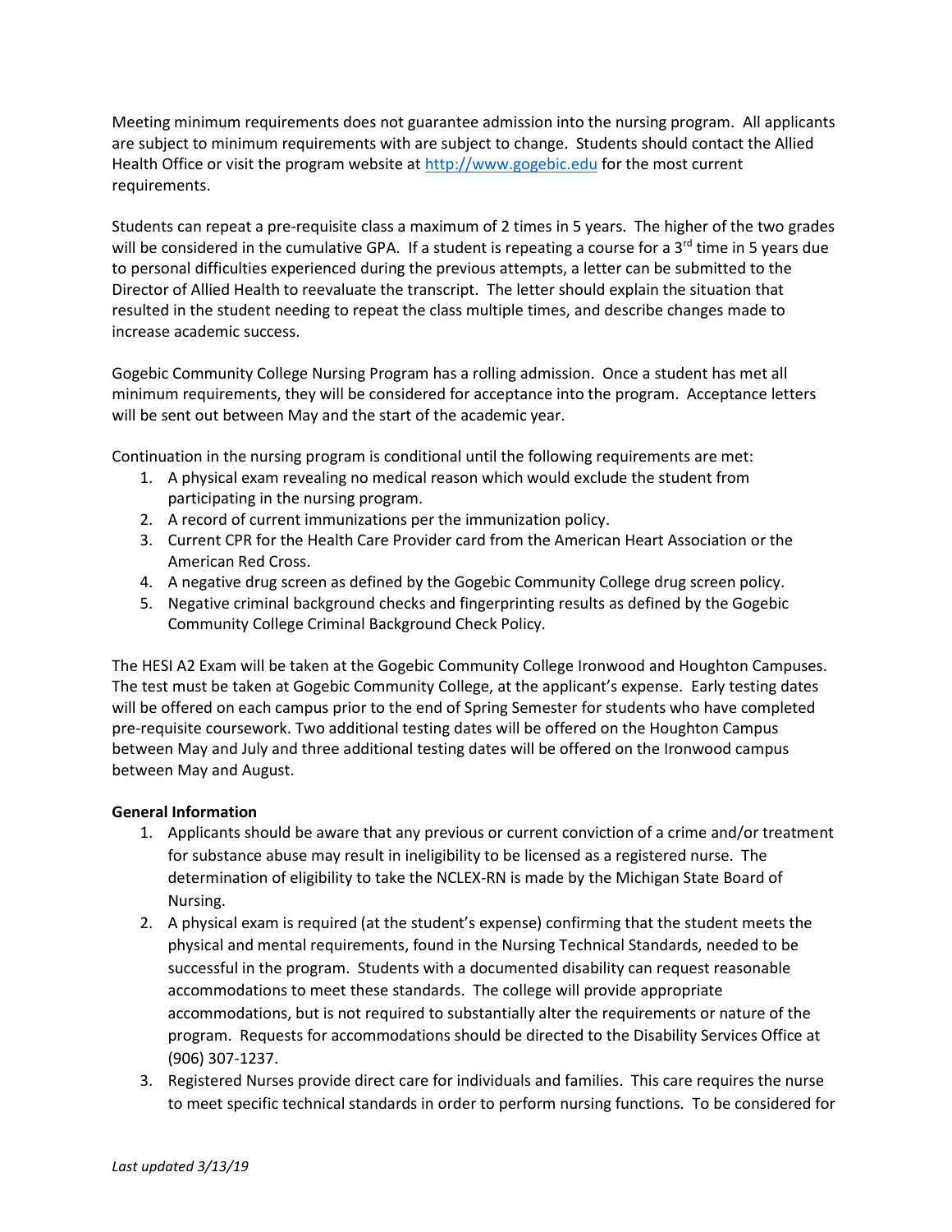Meeting minimum requirements does not guarantee admission into the nursing program. All applicants are subject to minimum requirements with are subject to change. Students should contact the Allied Health Office or visit the program website at http://www.gogebic.edu for the most current requirements.

Students can repeat a pre-requisite class a maximum of 2 times in 5 years. The higher of the two grades will be considered in the cumulative GPA. If a student is repeating a course for a 3rd time in 5 years due to personal difficulties experienced during the previous attempts, a letter can be submitted to the Director of Allied Health to reevaluate the transcript. The letter should explain the situation that resulted in the student needing to repeat the class multiple times, and describe changes made to increase academic success.

Gogebic Community College Nursing Program has a rolling admission. Once a student has met all minimum requirements, they will be considered for acceptance into the program. Acceptance letters will be sent out between May and the start of the academic year.

Continuation in the nursing program is conditional until the following requirements are met:

1. A physical exam revealing no medical reason which would exclude the student from participating in the nursing program.
2. A record of current immunizations per the immunization policy.
3. Current CPR for the Health Care Provider card from the American Heart Association or the American Red Cross.
4. A negative drug screen as defined by the Gogebic Community College drug screen policy.
5. Negative criminal background checks and fingerprinting results as defined by the Gogebic Community College Criminal Background Check Policy.

The HESI A2 Exam will be taken at the Gogebic Community College Ironwood and Houghton Campuses. The test must be taken at Gogebic Community College, at the applicant's expense. Early testing dates will be offered on each campus prior to the end of Spring Semester for students who have completed pre-requisite coursework. Two additional testing dates will be offered on the Houghton Campus between May and July and three additional testing dates will be offered on the Ironwood campus between May and August.

**General Information**

1. Applicants should be aware that any previous or current conviction of a crime and/or treatment for substance abuse may result in ineligibility to be licensed as a registered nurse. The determination of eligibility to take the NCLEX-RN is made by the Michigan State Board of Nursing.
2. A physical exam is required (at the student's expense) confirming that the student meets the physical and mental requirements, found in the Nursing Technical Standards, needed to be successful in the program. Students with a documented disability can request reasonable accommodations to meet these standards. The college will provide appropriate accommodations, but is not required to substantially alter the requirements or nature of the program. Requests for accommodations should be directed to the Disability Services Office at (906) 307-1237.
3. Registered Nurses provide direct care for individuals and families. This care requires the nurse to meet specific technical standards in order to perform nursing functions. To be considered for

*Last updated 3/13/19*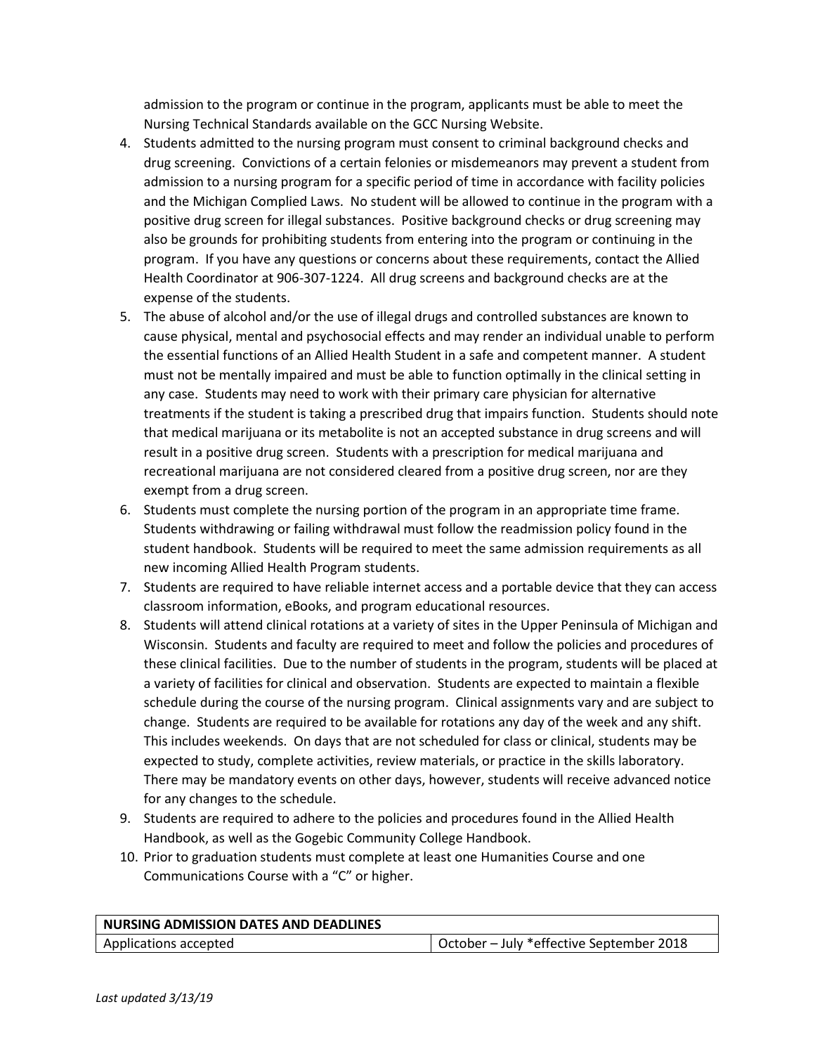admission to the program or continue in the program, applicants must be able to meet the Nursing Technical Standards available on the GCC Nursing Website.

4. Students admitted to the nursing program must consent to criminal background checks and drug screening. Convictions of a certain felonies or misdemeanors may prevent a student from admission to a nursing program for a specific period of time in accordance with facility policies and the Michigan Complied Laws. No student will be allowed to continue in the program with a positive drug screen for illegal substances. Positive background checks or drug screening may also be grounds for prohibiting students from entering into the program or continuing in the program. If you have any questions or concerns about these requirements, contact the Allied Health Coordinator at 906-307-1224. All drug screens and background checks are at the expense of the students.
5. The abuse of alcohol and/or the use of illegal drugs and controlled substances are known to cause physical, mental and psychosocial effects and may render an individual unable to perform the essential functions of an Allied Health Student in a safe and competent manner. A student must not be mentally impaired and must be able to function optimally in the clinical setting in any case. Students may need to work with their primary care physician for alternative treatments if the student is taking a prescribed drug that impairs function. Students should note that medical marijuana or its metabolite is not an accepted substance in drug screens and will result in a positive drug screen. Students with a prescription for medical marijuana and recreational marijuana are not considered cleared from a positive drug screen, nor are they exempt from a drug screen.
6. Students must complete the nursing portion of the program in an appropriate time frame. Students withdrawing or failing withdrawal must follow the readmission policy found in the student handbook. Students will be required to meet the same admission requirements as all new incoming Allied Health Program students.
7. Students are required to have reliable internet access and a portable device that they can access classroom information, eBooks, and program educational resources.
8. Students will attend clinical rotations at a variety of sites in the Upper Peninsula of Michigan and Wisconsin. Students and faculty are required to meet and follow the policies and procedures of these clinical facilities. Due to the number of students in the program, students will be placed at a variety of facilities for clinical and observation. Students are expected to maintain a flexible schedule during the course of the nursing program. Clinical assignments vary and are subject to change. Students are required to be available for rotations any day of the week and any shift. This includes weekends. On days that are not scheduled for class or clinical, students may be expected to study, complete activities, review materials, or practice in the skills laboratory. There may be mandatory events on other days, however, students will receive advanced notice for any changes to the schedule.
9. Students are required to adhere to the policies and procedures found in the Allied Health Handbook, as well as the Gogebic Community College Handbook.
10. Prior to graduation students must complete at least one Humanities Course and one Communications Course with a "C" or higher.

| **NURSING ADMISSION DATES AND DEADLINES** | |
|---|---|
| Applications accepted | October – July *effective September 2018 |

*Last updated 3/13/19*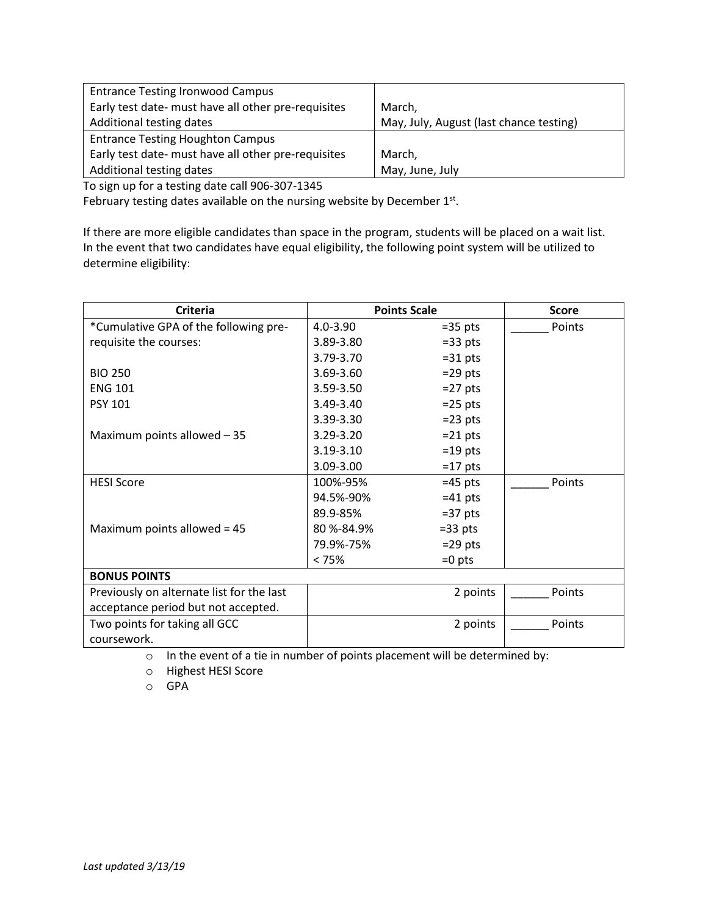| | |
|---|---|
| Entrance Testing Ironwood Campus<br>Early test date- must have all other pre-requisites<br>Additional testing dates | <br>March,<br>May, July, August (last chance testing) |
| Entrance Testing Houghton Campus<br>Early test date- must have all other pre-requisites<br>Additional testing dates | <br>March,<br>May, June, July |

To sign up for a testing date call 906-307-1345
February testing dates available on the nursing website by December 1st.

If there are more eligible candidates than space in the program, students will be placed on a wait list. In the event that two candidates have equal eligibility, the following point system will be utilized to determine eligibility:

| Criteria | Points Scale | | Score |
|---|---|---|---|
| *Cumulative GPA of the following pre-requisite the courses:<br><br>BIO 250<br>ENG 101<br>PSY 101<br><br>Maximum points allowed – 35 | 4.0-3.90<br>3.89-3.80<br>3.79-3.70<br>3.69-3.60<br>3.59-3.50<br>3.49-3.40<br>3.39-3.30<br>3.29-3.20<br>3.19-3.10<br>3.09-3.00 | =35 pts<br>=33 pts<br>=31 pts<br>=29 pts<br>=27 pts<br>=25 pts<br>=23 pts<br>=21 pts<br>=19 pts<br>=17 pts | ______ Points |
| HESI Score<br><br><br>Maximum points allowed = 45 | 100%-95%<br>94.5%-90%<br>89.9-85%<br>80 %-84.9%<br>79.9%-75%<br>< 75% | =45 pts<br>=41 pts<br>=37 pts<br>=33 pts<br>=29 pts<br>=0 pts | ______ Points |
| **BONUS POINTS** | | | |
| Previously on alternate list for the last acceptance period but not accepted. | | 2 points | ______ Points |
| Two points for taking all GCC coursework. | | 2 points | ______ Points |

- In the event of a tie in number of points placement will be determined by:
- Highest HESI Score
- GPA

*Last updated 3/13/19*